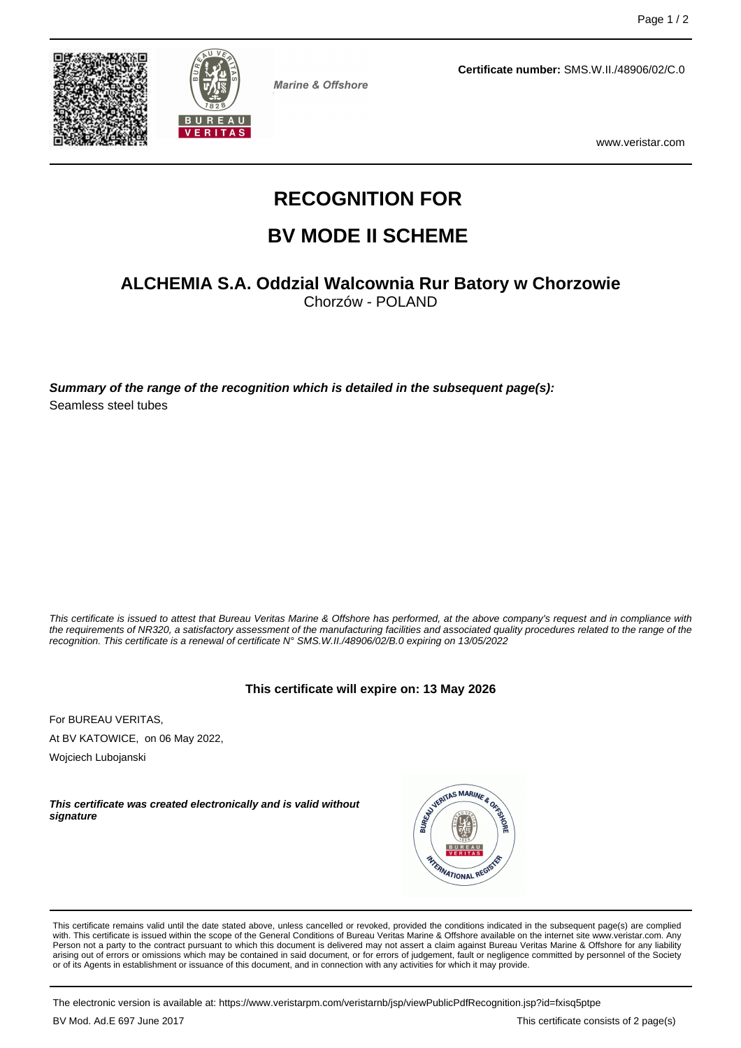Marine & Offshore

**Certificate number:** SMS.W.II./48906/02/C.0

www.veristar.com

# RECOGNITION FOR

# BV MODE II SCHEME

## ALCHEMIA S.A. Oddzial Walcownia Rur Batory w Chorzowie

Chorzów - POLAND

***Summary of the range of the recognition which is detailed in the subsequent page(s):***

Seamless steel tubes

*This certificate is issued to attest that Bureau Veritas Marine & Offshore has performed, at the above company's request and in compliance with the requirements of NR320, a satisfactory assessment of the manufacturing facilities and associated quality procedures related to the range of the recognition. This certificate is a renewal of certificate N° SMS.W.II./48906/02/B.0 expiring on 13/05/2022*

**This certificate will expire on: 13 May 2026**

For BUREAU VERITAS,

At BV KATOWICE, on 06 May 2022,

Wojciech Lubojanski

***This certificate was created electronically and is valid without signature***

This certificate remains valid until the date stated above, unless cancelled or revoked, provided the conditions indicated in the subsequent page(s) are complied with. This certificate is issued within the scope of the General Conditions of Bureau Veritas Marine & Offshore available on the internet site www.veristar.com. Any Person not a party to the contract pursuant to which this document is delivered may not assert a claim against Bureau Veritas Marine & Offshore for any liability arising out of errors or omissions which may be contained in said document, or for errors of judgement, fault or negligence committed by personnel of the Society or of its Agents in establishment or issuance of this document, and in connection with any activities for which it may provide.

The electronic version is available at: https://www.veristarpm.com/veristarnb/jsp/viewPublicPdfRecognition.jsp?id=fxisq5ptpe

BV Mod. Ad.E 697 June 2017

This certificate consists of 2 page(s)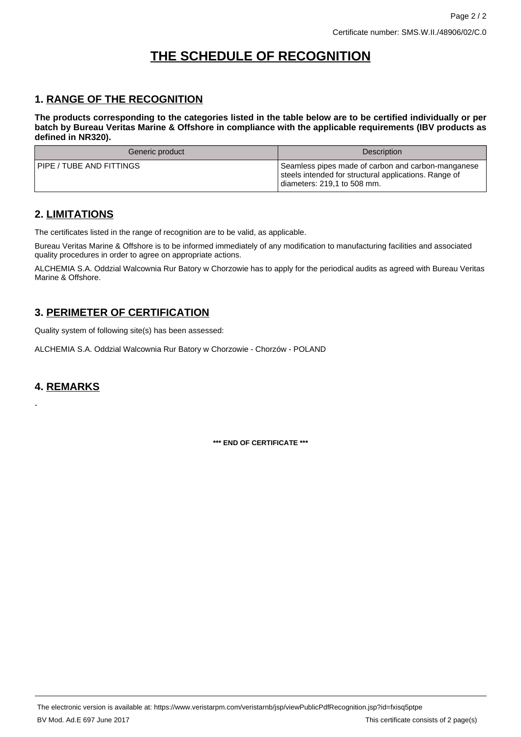Certificate number: SMS.W.II./48906/02/C.0

# THE SCHEDULE OF RECOGNITION

## 1. RANGE OF THE RECOGNITION

**The products corresponding to the categories listed in the table below are to be certified individually or per batch by Bureau Veritas Marine & Offshore in compliance with the applicable requirements (IBV products as defined in NR320).**

| Generic product | Description |
| --- | --- |
| PIPE / TUBE AND FITTINGS | Seamless pipes made of carbon and carbon-manganese steels intended for structural applications. Range of diameters: 219,1 to 508 mm. |

## 2. LIMITATIONS

The certificates listed in the range of recognition are to be valid, as applicable.

Bureau Veritas Marine & Offshore is to be informed immediately of any modification to manufacturing facilities and associated quality procedures in order to agree on appropriate actions.

ALCHEMIA S.A. Oddzial Walcownia Rur Batory w Chorzowie has to apply for the periodical audits as agreed with Bureau Veritas Marine & Offshore.

## 3. PERIMETER OF CERTIFICATION

Quality system of following site(s) has been assessed:

ALCHEMIA S.A. Oddzial Walcownia Rur Batory w Chorzowie - Chorzów - POLAND

## 4. REMARKS

-

**\*\*\* END OF CERTIFICATE \*\*\***

The electronic version is available at: https://www.veristarpm.com/veristarnb/jsp/viewPublicPdfRecognition.jsp?id=fxisq5ptpe

BV Mod. Ad.E 697 June 2017

This certificate consists of 2 page(s)